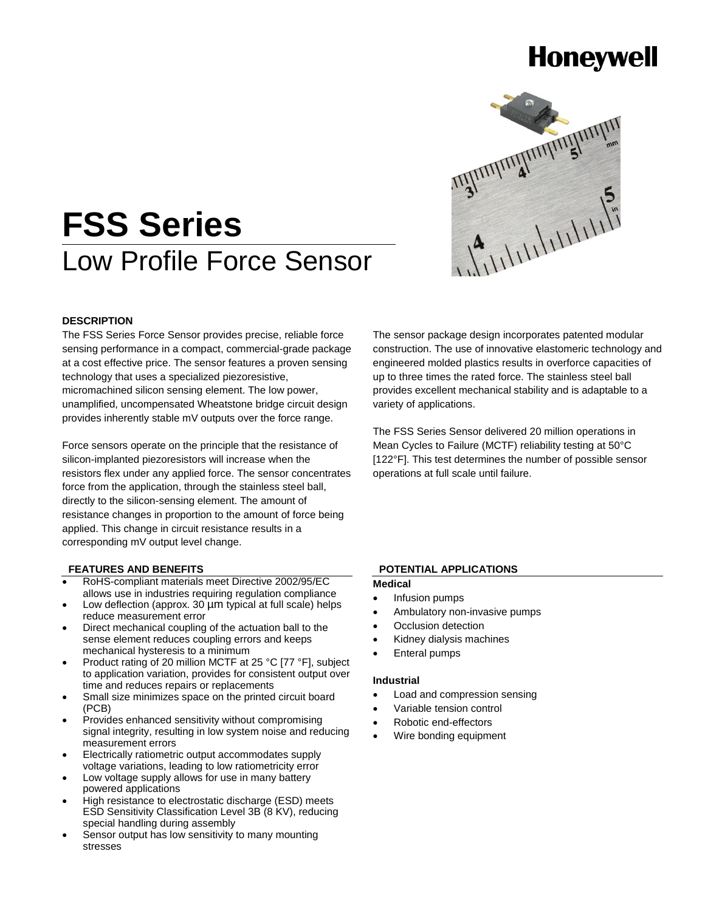Honeywell

# FSS Series

## Low Profile Force Sensor

### DESCRIPTION

The FSS Series Force Sensor provides precise, reliable force sensing performance in a compact, commercial-grade package at a cost effective price. The sensor features a proven sensing technology that uses a specialized piezoresistive, micromachined silicon sensing element. The low power, unamplified, uncompensated Wheatstone bridge circuit design provides inherently stable mV outputs over the force range.

Force sensors operate on the principle that the resistance of silicon-implanted piezoresistors will increase when the resistors flex under any applied force. The sensor concentrates force from the application, through the stainless steel ball, directly to the silicon-sensing element. The amount of resistance changes in proportion to the amount of force being applied. This change in circuit resistance results in a corresponding mV output level change.

The sensor package design incorporates patented modular construction. The use of innovative elastomeric technology and engineered molded plastics results in overforce capacities of up to three times the rated force. The stainless steel ball provides excellent mechanical stability and is adaptable to a variety of applications.

The FSS Series Sensor delivered 20 million operations in Mean Cycles to Failure (MCTF) reliability testing at 50°C [122°F]. This test determines the number of possible sensor operations at full scale until failure.

### FEATURES AND BENEFITS

- RoHS-compliant materials meet Directive 2002/95/EC allows use in industries requiring regulation compliance
- Low deflection (approx. 30 µm typical at full scale) helps reduce measurement error
- Direct mechanical coupling of the actuation ball to the sense element reduces coupling errors and keeps mechanical hysteresis to a minimum
- Product rating of 20 million MCTF at 25 °C [77 °F], subject to application variation, provides for consistent output over time and reduces repairs or replacements
- Small size minimizes space on the printed circuit board (PCB)
- Provides enhanced sensitivity without compromising signal integrity, resulting in low system noise and reducing measurement errors
- Electrically ratiometric output accommodates supply voltage variations, leading to low ratiometricity error
- Low voltage supply allows for use in many battery powered applications
- High resistance to electrostatic discharge (ESD) meets ESD Sensitivity Classification Level 3B (8 KV), reducing special handling during assembly
- Sensor output has low sensitivity to many mounting stresses

### POTENTIAL APPLICATIONS

**Medical**

- Infusion pumps
- Ambulatory non-invasive pumps
- Occlusion detection
- Kidney dialysis machines
- Enteral pumps

**Industrial**

- Load and compression sensing
- Variable tension control
- Robotic end-effectors
- Wire bonding equipment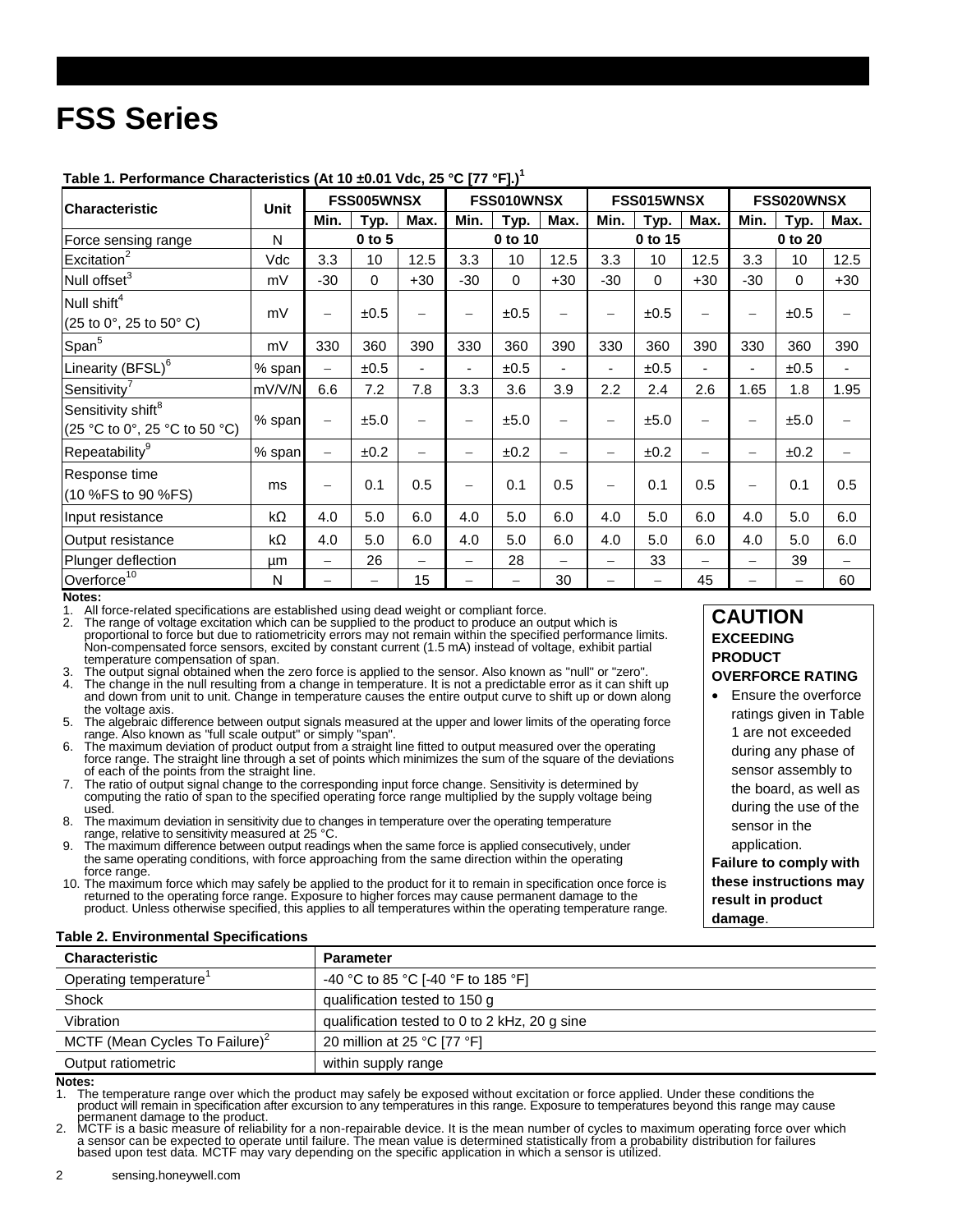# FSS Series

**Table 1. Performance Characteristics (At 10 ±0.01 Vdc, 25 °C [77 °F].)[1]**

| Characteristic | Unit | FSS005WNSX | | | FSS010WNSX | | | FSS015WNSX | | | FSS020WNSX | | |
|---|---|---|---|---|---|---|---|---|---|---|---|---|---|
| | | Min. | Typ. | Max. | Min. | Typ. | Max. | Min. | Typ. | Max. | Min. | Typ. | Max. |
| Force sensing range | N | | 0 to 5 | | | 0 to 10 | | | 0 to 15 | | | 0 to 20 | |
| Excitation[2] | Vdc | 3.3 | 10 | 12.5 | 3.3 | 10 | 12.5 | 3.3 | 10 | 12.5 | 3.3 | 10 | 12.5 |
| Null offset[3] | mV | -30 | 0 | +30 | -30 | 0 | +30 | -30 | 0 | +30 | -30 | 0 | +30 |
| Null shift[4] (25 to 0°, 25 to 50° C) | mV | – | ±0.5 | – | – | ±0.5 | – | – | ±0.5 | – | – | ±0.5 | – |
| Span[5] | mV | 330 | 360 | 390 | 330 | 360 | 390 | 330 | 360 | 390 | 330 | 360 | 390 |
| Linearity (BFSL)[6] | % span | – | ±0.5 | - | - | ±0.5 | - | - | ±0.5 | - | - | ±0.5 | - |
| Sensitivity[7] | mV/V/N | 6.6 | 7.2 | 7.8 | 3.3 | 3.6 | 3.9 | 2.2 | 2.4 | 2.6 | 1.65 | 1.8 | 1.95 |
| Sensitivity shift[8] (25 °C to 0°, 25 °C to 50 °C) | % span | – | ±5.0 | – | – | ±5.0 | – | – | ±5.0 | – | – | ±5.0 | – |
| Repeatability[9] | % span | – | ±0.2 | – | – | ±0.2 | – | – | ±0.2 | – | – | ±0.2 | – |
| Response time (10 %FS to 90 %FS) | ms | – | 0.1 | 0.5 | – | 0.1 | 0.5 | – | 0.1 | 0.5 | – | 0.1 | 0.5 |
| Input resistance | kΩ | 4.0 | 5.0 | 6.0 | 4.0 | 5.0 | 6.0 | 4.0 | 5.0 | 6.0 | 4.0 | 5.0 | 6.0 |
| Output resistance | kΩ | 4.0 | 5.0 | 6.0 | 4.0 | 5.0 | 6.0 | 4.0 | 5.0 | 6.0 | 4.0 | 5.0 | 6.0 |
| Plunger deflection | µm | – | 26 | – | – | 28 | – | – | 33 | – | – | 39 | – |
| Overforce[10] | N | – | – | 15 | – | – | 30 | – | – | 45 | – | – | 60 |

**Notes:**

1. All force-related specifications are established using dead weight or compliant force.
2. The range of voltage excitation which can be supplied to the product to produce an output which is proportional to force but due to ratiometricity errors may not remain within the specified performance limits. Non-compensated force sensors, excited by constant current (1.5 mA) instead of voltage, exhibit partial temperature compensation of span.
3. The output signal obtained when the zero force is applied to the sensor. Also known as "null" or "zero".
4. The change in the null resulting from a change in temperature. It is not a predictable error as it can shift up and down from unit to unit. Change in temperature causes the entire output curve to shift up or down along the voltage axis.
5. The algebraic difference between output signals measured at the upper and lower limits of the operating force range. Also known as "full scale output" or simply "span".
6. The maximum deviation of product output from a straight line fitted to output measured over the operating force range. The straight line through a set of points which minimizes the sum of the square of the deviations of each of the points from the straight line.
7. The ratio of output signal change to the corresponding input force change. Sensitivity is determined by computing the ratio of span to the specified operating force range multiplied by the supply voltage being used.
8. The maximum deviation in sensitivity due to changes in temperature over the operating temperature range, relative to sensitivity measured at 25 °C.
9. The maximum difference between output readings when the same force is applied consecutively, under the same operating conditions, with force approaching from the same direction within the operating force range.
10. The maximum force which may safely be applied to the product for it to remain in specification once force is returned to the operating force range. Exposure to higher forces may cause permanent damage to the product. Unless otherwise specified, this applies to all temperatures within the operating temperature range.

**CAUTION**

**EXCEEDING PRODUCT OVERFORCE RATING**

- Ensure the overforce ratings given in Table 1 are not exceeded during any phase of sensor assembly to the board, as well as during the use of the sensor in the application.

**Failure to comply with these instructions may result in product damage**.

**Table 2. Environmental Specifications**

| Characteristic | Parameter |
|---|---|
| Operating temperature[1] | -40 °C to 85 °C [-40 °F to 185 °F] |
| Shock | qualification tested to 150 g |
| Vibration | qualification tested to 0 to 2 kHz, 20 g sine |
| MCTF (Mean Cycles To Failure)[2] | 20 million at 25 °C [77 °F] |
| Output ratiometric | within supply range |

**Notes:**

1. The temperature range over which the product may safely be exposed without excitation or force applied. Under these conditions the product will remain in specification after excursion to any temperatures in this range. Exposure to temperatures beyond this range may cause permanent damage to the product.
2. MCTF is a basic measure of reliability for a non-repairable device. It is the mean number of cycles to maximum operating force over which a sensor can be expected to operate until failure. The mean value is determined statistically from a probability distribution for failures based upon test data. MCTF may vary depending on the specific application in which a sensor is utilized.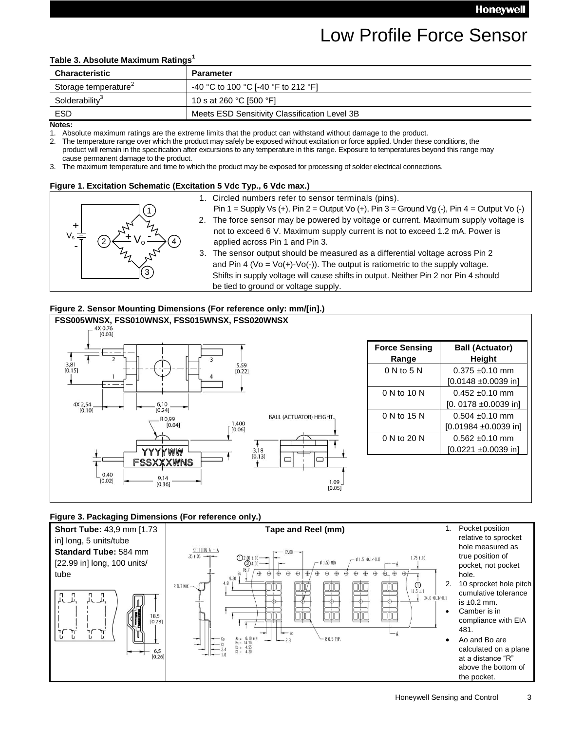## Table 3. Absolute Maximum Ratings[1]

| Characteristic | Parameter |
|---|---|
| Storage temperature[2] | -40 °C to 100 °C [-40 °F to 212 °F] |
| Solderability[3] | 10 s at 260 °C [500 °F] |
| ESD | Meets ESD Sensitivity Classification Level 3B |

**Notes:**

1. Absolute maximum ratings are the extreme limits that the product can withstand without damage to the product.
2. The temperature range over which the product may safely be exposed without excitation or force applied. Under these conditions, the product will remain in the specification after excursions to any temperature in this range. Exposure to temperatures beyond this range may cause permanent damage to the product.
3. The maximum temperature and time to which the product may be exposed for processing of solder electrical connections.

## Figure 1. Excitation Schematic (Excitation 5 Vdc Typ., 6 Vdc max.)

1. Circled numbers refer to sensor terminals (pins).
   Pin 1 = Supply Vs (+), Pin 2 = Output Vo (+), Pin 3 = Ground Vg (-), Pin 4 = Output Vo (-)
2. The force sensor may be powered by voltage or current. Maximum supply voltage is not to exceed 6 V. Maximum supply current is not to exceed 1.2 mA. Power is applied across Pin 1 and Pin 3.
3. The sensor output should be measured as a differential voltage across Pin 2 and Pin 4 (Vo = Vo(+)-Vo(-)). The output is ratiometric to the supply voltage. Shifts in supply voltage will cause shifts in output. Neither Pin 2 nor Pin 4 should be tied to ground or voltage supply.

## Figure 2. Sensor Mounting Dimensions (For reference only: mm/[in].)

**FSS005WNSX, FSS010WNSX, FSS015WNSX, FSS020WNSX**

| Force Sensing Range | Ball (Actuator) Height |
|---|---|
| 0 N to 5 N | 0.375 ±0.10 mm [0.0148 ±0.0039 in] |
| 0 N to 10 N | 0.452 ±0.10 mm [0. 0178 ±0.0039 in] |
| 0 N to 15 N | 0.504 ±0.10 mm [0.01984 ±0.0039 in] |
| 0 N to 20 N | 0.562 ±0.10 mm [0.0221 ±0.0039 in] |

## Figure 3. Packaging Dimensions (For reference only.)

**Short Tube:** 43,9 mm [1.73 in] long, 5 units/tube

**Standard Tube:** 584 mm [22.99 in] long, 100 units/tube

**Tape and Reel (mm)**

1. Pocket position relative to sprocket hole measured as true position of pocket, not pocket hole.
2. 10 sprocket hole pitch cumulative tolerance is ±0.2 mm.

- Camber is in compliance with EIA 481.
- Ao and Bo are calculated on a plane at a distance "R" above the bottom of the pocket.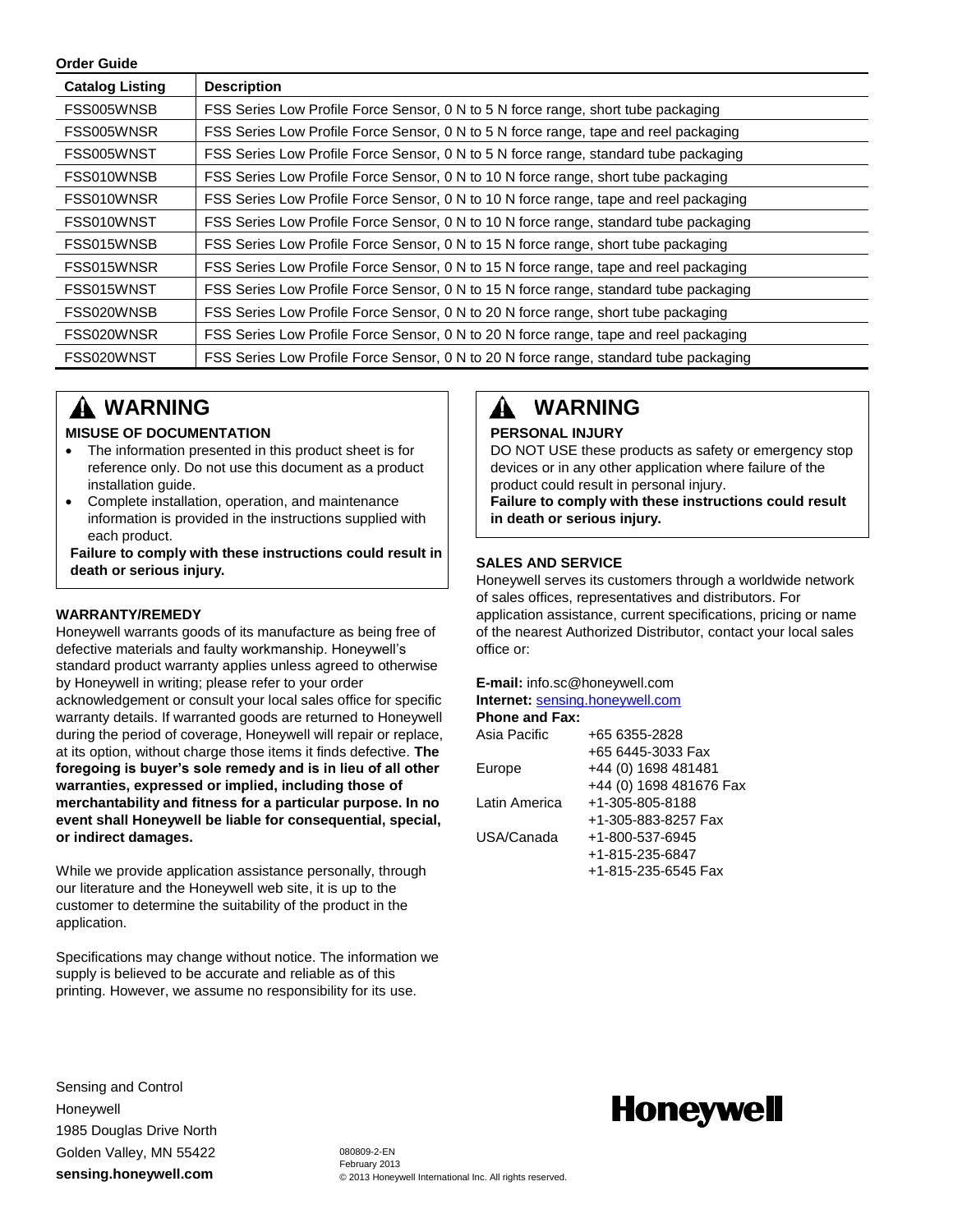**Order Guide**

| Catalog Listing | Description |
|---|---|
| FSS005WNSB | FSS Series Low Profile Force Sensor, 0 N to 5 N force range, short tube packaging |
| FSS005WNSR | FSS Series Low Profile Force Sensor, 0 N to 5 N force range, tape and reel packaging |
| FSS005WNST | FSS Series Low Profile Force Sensor, 0 N to 5 N force range, standard tube packaging |
| FSS010WNSB | FSS Series Low Profile Force Sensor, 0 N to 10 N force range, short tube packaging |
| FSS010WNSR | FSS Series Low Profile Force Sensor, 0 N to 10 N force range, tape and reel packaging |
| FSS010WNST | FSS Series Low Profile Force Sensor, 0 N to 10 N force range, standard tube packaging |
| FSS015WNSB | FSS Series Low Profile Force Sensor, 0 N to 15 N force range, short tube packaging |
| FSS015WNSR | FSS Series Low Profile Force Sensor, 0 N to 15 N force range, tape and reel packaging |
| FSS015WNST | FSS Series Low Profile Force Sensor, 0 N to 15 N force range, standard tube packaging |
| FSS020WNSB | FSS Series Low Profile Force Sensor, 0 N to 20 N force range, short tube packaging |
| FSS020WNSR | FSS Series Low Profile Force Sensor, 0 N to 20 N force range, tape and reel packaging |
| FSS020WNST | FSS Series Low Profile Force Sensor, 0 N to 20 N force range, standard tube packaging |

## ⚠ WARNING

**MISUSE OF DOCUMENTATION**

- The information presented in this product sheet is for reference only. Do not use this document as a product installation guide.
- Complete installation, operation, and maintenance information is provided in the instructions supplied with each product.

**Failure to comply with these instructions could result in death or serious injury.**

**WARRANTY/REMEDY**

Honeywell warrants goods of its manufacture as being free of defective materials and faulty workmanship. Honeywell's standard product warranty applies unless agreed to otherwise by Honeywell in writing; please refer to your order acknowledgement or consult your local sales office for specific warranty details. If warranted goods are returned to Honeywell during the period of coverage, Honeywell will repair or replace, at its option, without charge those items it finds defective. **The foregoing is buyer's sole remedy and is in lieu of all other warranties, expressed or implied, including those of merchantability and fitness for a particular purpose. In no event shall Honeywell be liable for consequential, special, or indirect damages.**

While we provide application assistance personally, through our literature and the Honeywell web site, it is up to the customer to determine the suitability of the product in the application.

Specifications may change without notice. The information we supply is believed to be accurate and reliable as of this printing. However, we assume no responsibility for its use.

## ⚠ WARNING

**PERSONAL INJURY**

DO NOT USE these products as safety or emergency stop devices or in any other application where failure of the product could result in personal injury.

**Failure to comply with these instructions could result in death or serious injury.**

**SALES AND SERVICE**

Honeywell serves its customers through a worldwide network of sales offices, representatives and distributors. For application assistance, current specifications, pricing or name of the nearest Authorized Distributor, contact your local sales office or:

**E-mail:** info.sc@honeywell.com

**Internet:** sensing.honeywell.com

**Phone and Fax:**

| | |
|---|---|
| Asia Pacific | +65 6355-2828 |
| | +65 6445-3033 Fax |
| Europe | +44 (0) 1698 481481 |
| | +44 (0) 1698 481676 Fax |
| Latin America | +1-305-805-8188 |
| | +1-305-883-8257 Fax |
| USA/Canada | +1-800-537-6945 |
| | +1-815-235-6847 |
| | +1-815-235-6545 Fax |

Sensing and Control
Honeywell
1985 Douglas Drive North
Golden Valley, MN 55422
**sensing.honeywell.com**

080809-2-EN
February 2013
© 2013 Honeywell International Inc. All rights reserved.

**Honeywell**